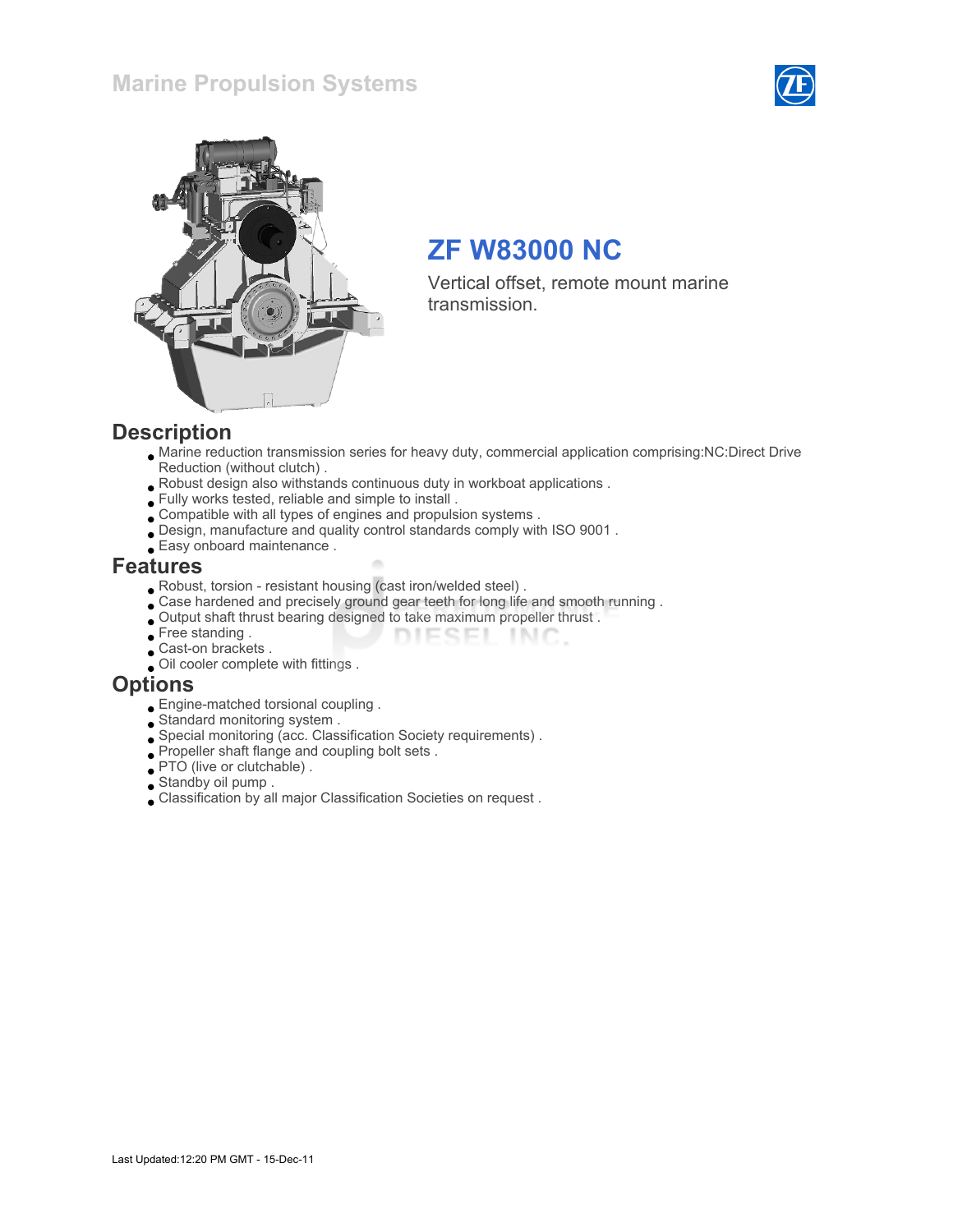Marine Propulsion Systems

# ZF W83000 NC

Vertical offset, remote mount marine transmission.

## Description

- Marine reduction transmission series for heavy duty, commercial application comprising:NC:Direct Drive Reduction (without clutch) .
- Robust design also withstands continuous duty in workboat applications .
- Fully works tested, reliable and simple to install .
- Compatible with all types of engines and propulsion systems .
- Design, manufacture and quality control standards comply with ISO 9001 .
- Easy onboard maintenance .

## Features

- Robust, torsion - resistant housing (cast iron/welded steel) .
- Case hardened and precisely ground gear teeth for long life and smooth running .
- Output shaft thrust bearing designed to take maximum propeller thrust .
- Free standing .
- Cast-on brackets .
- Oil cooler complete with fittings .

## Options

- Engine-matched torsional coupling .
- Standard monitoring system .
- Special monitoring (acc. Classification Society requirements) .
- Propeller shaft flange and coupling bolt sets .
- PTO (live or clutchable) .
- Standby oil pump .
- Classification by all major Classification Societies on request .

Last Updated:12:20 PM GMT - 15-Dec-11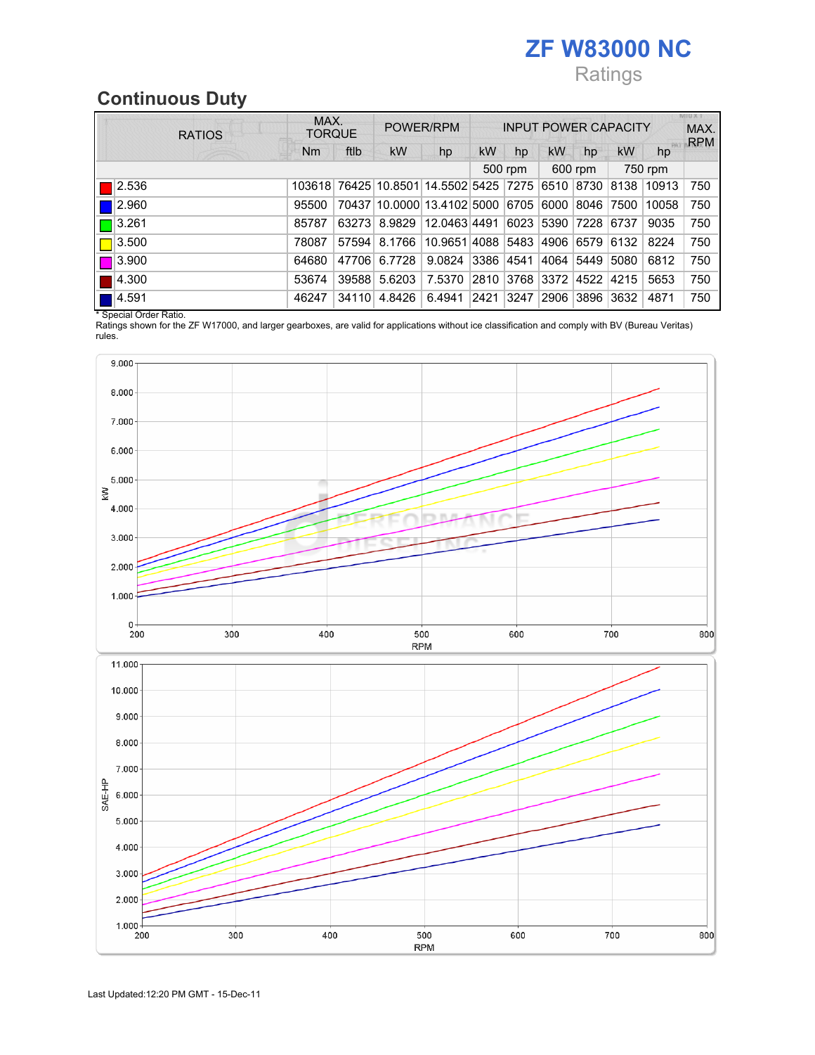# ZF W83000 NC

Ratings

## Continuous Duty

| RATIOS | MAX. TORQUE | | POWER/RPM | | INPUT POWER CAPACITY | | | | | | MAX. RPM |
|---|---|---|---|---|---|---|---|---|---|---|---|
| | Nm | ftlb | kW | hp | kW | hp | kW | hp | kW | hp | |
| | | | | | 500 rpm | | 600 rpm | | 750 rpm | | |
| 2.536 | 103618 | 76425 | 10.8501 | 14.5502 | 5425 | 7275 | 6510 | 8730 | 8138 | 10913 | 750 |
| 2.960 | 95500 | 70437 | 10.0000 | 13.4102 | 5000 | 6705 | 6000 | 8046 | 7500 | 10058 | 750 |
| 3.261 | 85787 | 63273 | 8.9829 | 12.0463 | 4491 | 6023 | 5390 | 7228 | 6737 | 9035 | 750 |
| 3.500 | 78087 | 57594 | 8.1766 | 10.9651 | 4088 | 5483 | 4906 | 6579 | 6132 | 8224 | 750 |
| 3.900 | 64680 | 47706 | 6.7728 | 9.0824 | 3386 | 4541 | 4064 | 5449 | 5080 | 6812 | 750 |
| 4.300 | 53674 | 39588 | 5.6203 | 7.5370 | 2810 | 3768 | 3372 | 4522 | 4215 | 5653 | 750 |
| 4.591 | 46247 | 34110 | 4.8426 | 6.4941 | 2421 | 3247 | 2906 | 3896 | 3632 | 4871 | 750 |

* Special Order Ratio.

Ratings shown for the ZF W17000, and larger gearboxes, are valid for applications without ice classification and comply with BV (Bureau Veritas) rules.

Last Updated:12:20 PM GMT - 15-Dec-11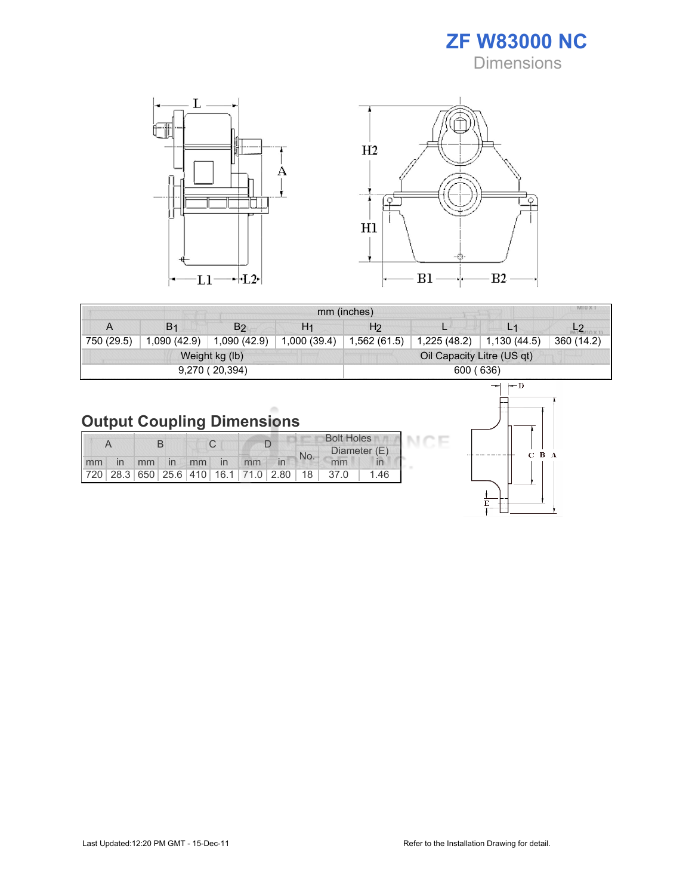# ZF W83000 NC

Dimensions

| mm (inches) | | | | | | | |
|---|---|---|---|---|---|---|---|
| A | $B_1$ | $B_2$ | $H_1$ | $H_2$ | L | $L_1$ | $L_2$ |
| 750 (29.5) | 1,090 (42.9) | 1,090 (42.9) | 1,000 (39.4) | 1,562 (61.5) | 1,225 (48.2) | 1,130 (44.5) | 360 (14.2) |
| Weight kg (lb) | | | | Oil Capacity Litre (US qt) | | | |
| 9,270 ( 20,394) | | | | 600 ( 636) | | | |

## Output Coupling Dimensions

| A | | B | | C | | D | | Bolt Holes | | |
|---|---|---|---|---|---|---|---|---|---|---|
| | | | | | | | | No. | Diameter (E) | |
| mm | in | mm | in | mm | in | mm | in | | mm | in |
| 720 | 28.3 | 650 | 25.6 | 410 | 16.1 | 71.0 | 2.80 | 18 | 37.0 | 1.46 |

Last Updated:12:20 PM GMT - 15-Dec-11

Refer to the Installation Drawing for detail.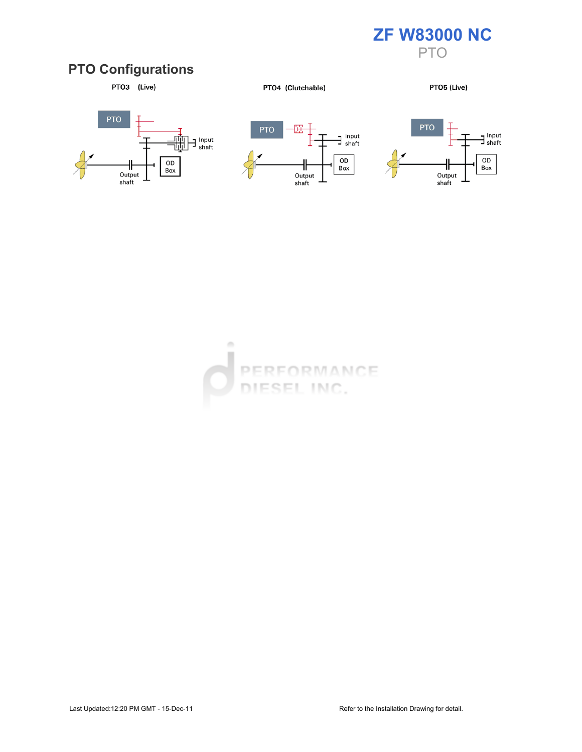# ZF W83000 NC

PTO

## PTO Configurations

PTO3 (Live)

PTO4 (Clutchable)

PTO5 (Live)

Last Updated:12:20 PM GMT - 15-Dec-11

Refer to the Installation Drawing for detail.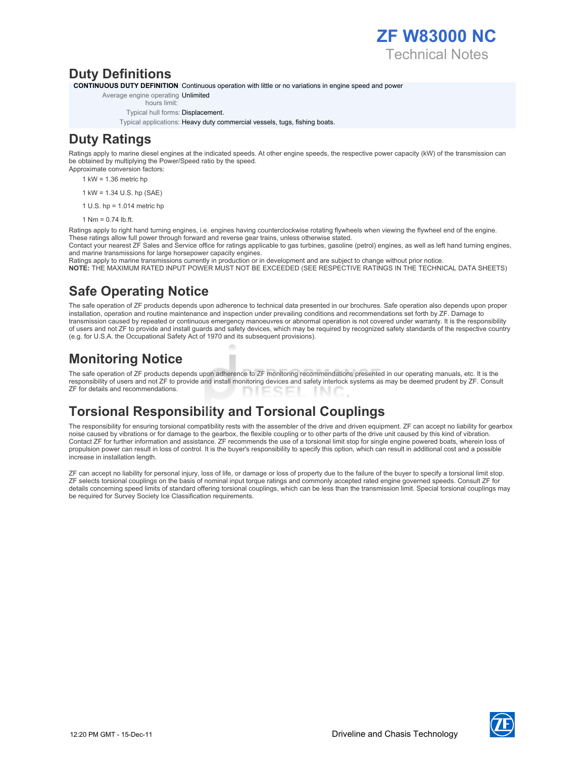# ZF W83000 NC
Technical Notes

## Duty Definitions

| | |
|---|---|
| **CONTINUOUS DUTY DEFINITION** | Continuous operation with little or no variations in engine speed and power |
| Average engine operating hours limit: | Unlimited |
| Typical hull forms: | Displacement. |
| Typical applications: | Heavy duty commercial vessels, tugs, fishing boats. |

## Duty Ratings

Ratings apply to marine diesel engines at the indicated speeds. At other engine speeds, the respective power capacity (kW) of the transmission can be obtained by multiplying the Power/Speed ratio by the speed.
Approximate conversion factors:

- 1 kW = 1.36 metric hp
- 1 kW = 1.34 U.S. hp (SAE)
- 1 U.S. hp = 1.014 metric hp
- 1 Nm = 0.74 lb.ft.

Ratings apply to right hand turning engines, i.e. engines having counterclockwise rotating flywheels when viewing the flywheel end of the engine. These ratings allow full power through forward and reverse gear trains, unless otherwise stated.
Contact your nearest ZF Sales and Service office for ratings applicable to gas turbines, gasoline (petrol) engines, as well as left hand turning engines, and marine transmissions for large horsepower capacity engines.
Ratings apply to marine transmissions currently in production or in development and are subject to change without prior notice.
**NOTE:** THE MAXIMUM RATED INPUT POWER MUST NOT BE EXCEEDED (SEE RESPECTIVE RATINGS IN THE TECHNICAL DATA SHEETS)

## Safe Operating Notice

The safe operation of ZF products depends upon adherence to technical data presented in our brochures. Safe operation also depends upon proper installation, operation and routine maintenance and inspection under prevailing conditions and recommendations set forth by ZF. Damage to transmission caused by repeated or continuous emergency manoeuvres or abnormal operation is not covered under warranty. It is the responsibility of users and not ZF to provide and install guards and safety devices, which may be required by recognized safety standards of the respective country (e.g. for U.S.A. the Occupational Safety Act of 1970 and its subsequent provisions).

## Monitoring Notice

The safe operation of ZF products depends upon adherence to ZF monitoring recommendations presented in our operating manuals, etc. It is the responsibility of users and not ZF to provide and install monitoring devices and safety interlock systems as may be deemed prudent by ZF. Consult ZF for details and recommendations.

## Torsional Responsibility and Torsional Couplings

The responsibility for ensuring torsional compatibility rests with the assembler of the drive and driven equipment. ZF can accept no liability for gearbox noise caused by vibrations or for damage to the gearbox, the flexible coupling or to other parts of the drive unit caused by this kind of vibration. Contact ZF for further information and assistance. ZF recommends the use of a torsional limit stop for single engine powered boats, wherein loss of propulsion power can result in loss of control. It is the buyer's responsibility to specify this option, which can result in additional cost and a possible increase in installation length.

ZF can accept no liability for personal injury, loss of life, or damage or loss of property due to the failure of the buyer to specify a torsional limit stop. ZF selects torsional couplings on the basis of nominal input torque ratings and commonly accepted rated engine governed speeds. Consult ZF for details concerning speed limits of standard offering torsional couplings, which can be less than the transmission limit. Special torsional couplings may be required for Survey Society Ice Classification requirements.